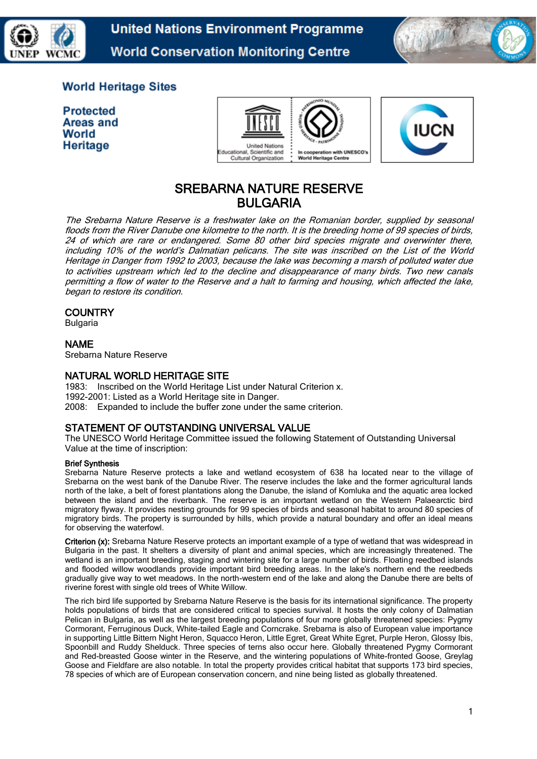United Nations Environment Programme
World Conservation Monitoring Centre

World Heritage Sites

Protected Areas and World Heritage

# SREBARNA NATURE RESERVE
# BULGARIA

*The Srebarna Nature Reserve is a freshwater lake on the Romanian border, supplied by seasonal floods from the River Danube one kilometre to the north. It is the breeding home of 99 species of birds, 24 of which are rare or endangered. Some 80 other bird species migrate and overwinter there, including 10% of the world's Dalmatian pelicans. The site was inscribed on the List of the World Heritage in Danger from 1992 to 2003, because the lake was becoming a marsh of polluted water due to activities upstream which led to the decline and disappearance of many birds. Two new canals permitting a flow of water to the Reserve and a halt to farming and housing, which affected the lake, began to restore its condition.*

## COUNTRY
Bulgaria

## NAME
Srebarna Nature Reserve

## NATURAL WORLD HERITAGE SITE
1983: Inscribed on the World Heritage List under Natural Criterion x.
1992-2001: Listed as a World Heritage site in Danger.
2008: Expanded to include the buffer zone under the same criterion.

## STATEMENT OF OUTSTANDING UNIVERSAL VALUE
The UNESCO World Heritage Committee issued the following Statement of Outstanding Universal Value at the time of inscription:

**Brief Synthesis**
Srebarna Nature Reserve protects a lake and wetland ecosystem of 638 ha located near to the village of Srebarna on the west bank of the Danube River. The reserve includes the lake and the former agricultural lands north of the lake, a belt of forest plantations along the Danube, the island of Komluka and the aquatic area locked between the island and the riverbank. The reserve is an important wetland on the Western Palaearctic bird migratory flyway. It provides nesting grounds for 99 species of birds and seasonal habitat to around 80 species of migratory birds. The property is surrounded by hills, which provide a natural boundary and offer an ideal means for observing the waterfowl.

**Criterion (x):** Srebarna Nature Reserve protects an important example of a type of wetland that was widespread in Bulgaria in the past. It shelters a diversity of plant and animal species, which are increasingly threatened. The wetland is an important breeding, staging and wintering site for a large number of birds. Floating reedbed islands and flooded willow woodlands provide important bird breeding areas. In the lake's northern end the reedbeds gradually give way to wet meadows. In the north-western end of the lake and along the Danube there are belts of riverine forest with single old trees of White Willow.

The rich bird life supported by Srebarna Nature Reserve is the basis for its international significance. The property holds populations of birds that are considered critical to species survival. It hosts the only colony of Dalmatian Pelican in Bulgaria, as well as the largest breeding populations of four more globally threatened species: Pygmy Cormorant, Ferruginous Duck, White-tailed Eagle and Corncrake. Srebarna is also of European value importance in supporting Little Bittern Night Heron, Squacco Heron, Little Egret, Great White Egret, Purple Heron, Glossy Ibis, Spoonbill and Ruddy Shelduck. Three species of terns also occur here. Globally threatened Pygmy Cormorant and Red-breasted Goose winter in the Reserve, and the wintering populations of White-fronted Goose, Greylag Goose and Fieldfare are also notable. In total the property provides critical habitat that supports 173 bird species, 78 species of which are of European conservation concern, and nine being listed as globally threatened.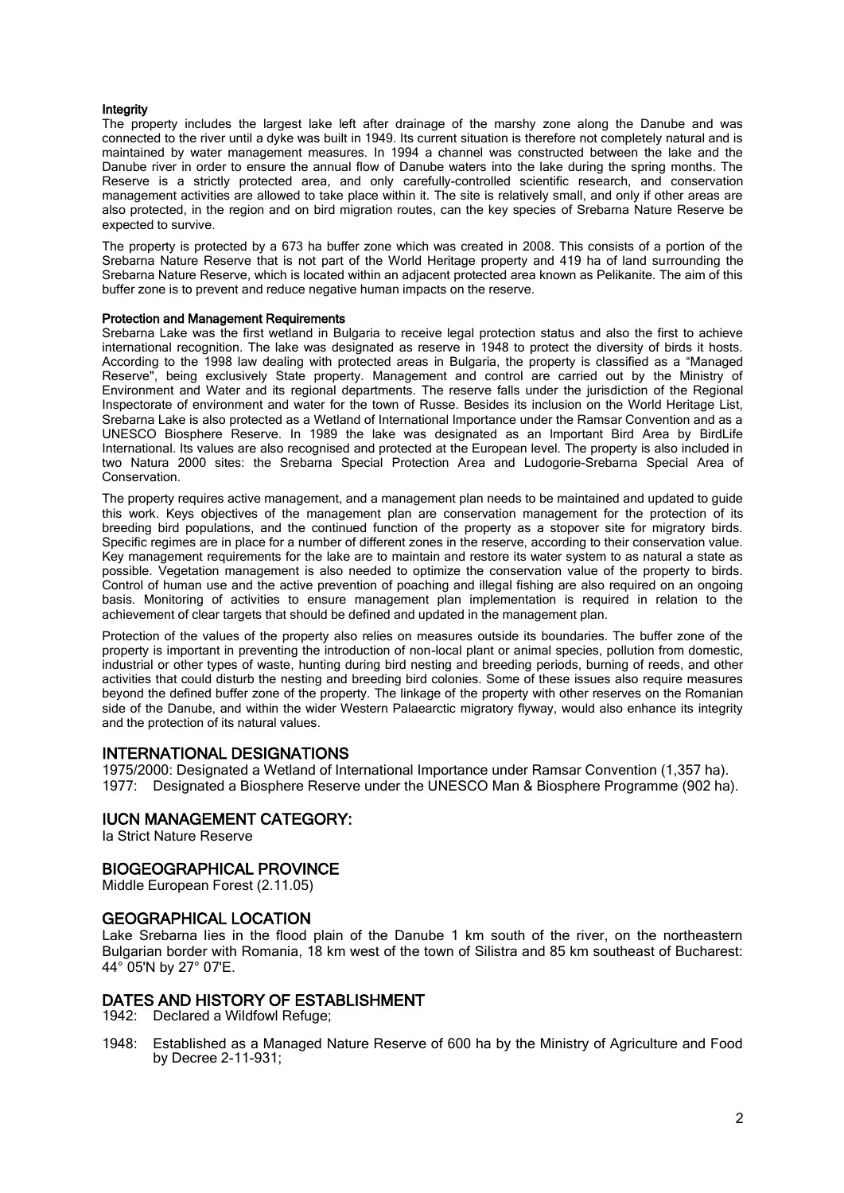#### Integrity

The property includes the largest lake left after drainage of the marshy zone along the Danube and was connected to the river until a dyke was built in 1949. Its current situation is therefore not completely natural and is maintained by water management measures. In 1994 a channel was constructed between the lake and the Danube river in order to ensure the annual flow of Danube waters into the lake during the spring months. The Reserve is a strictly protected area, and only carefully-controlled scientific research, and conservation management activities are allowed to take place within it. The site is relatively small, and only if other areas are also protected, in the region and on bird migration routes, can the key species of Srebarna Nature Reserve be expected to survive.

The property is protected by a 673 ha buffer zone which was created in 2008. This consists of a portion of the Srebarna Nature Reserve that is not part of the World Heritage property and 419 ha of land surrounding the Srebarna Nature Reserve, which is located within an adjacent protected area known as Pelikanite. The aim of this buffer zone is to prevent and reduce negative human impacts on the reserve.

#### Protection and Management Requirements

Srebarna Lake was the first wetland in Bulgaria to receive legal protection status and also the first to achieve international recognition. The lake was designated as reserve in 1948 to protect the diversity of birds it hosts. According to the 1998 law dealing with protected areas in Bulgaria, the property is classified as a "Managed Reserve", being exclusively State property. Management and control are carried out by the Ministry of Environment and Water and its regional departments. The reserve falls under the jurisdiction of the Regional Inspectorate of environment and water for the town of Russe. Besides its inclusion on the World Heritage List, Srebarna Lake is also protected as a Wetland of International Importance under the Ramsar Convention and as a UNESCO Biosphere Reserve. In 1989 the lake was designated as an Important Bird Area by BirdLife International. Its values are also recognised and protected at the European level. The property is also included in two Natura 2000 sites: the Srebarna Special Protection Area and Ludogorie-Srebarna Special Area of Conservation.

The property requires active management, and a management plan needs to be maintained and updated to guide this work. Keys objectives of the management plan are conservation management for the protection of its breeding bird populations, and the continued function of the property as a stopover site for migratory birds. Specific regimes are in place for a number of different zones in the reserve, according to their conservation value. Key management requirements for the lake are to maintain and restore its water system to as natural a state as possible. Vegetation management is also needed to optimize the conservation value of the property to birds. Control of human use and the active prevention of poaching and illegal fishing are also required on an ongoing basis. Monitoring of activities to ensure management plan implementation is required in relation to the achievement of clear targets that should be defined and updated in the management plan.

Protection of the values of the property also relies on measures outside its boundaries. The buffer zone of the property is important in preventing the introduction of non-local plant or animal species, pollution from domestic, industrial or other types of waste, hunting during bird nesting and breeding periods, burning of reeds, and other activities that could disturb the nesting and breeding bird colonies. Some of these issues also require measures beyond the defined buffer zone of the property. The linkage of the property with other reserves on the Romanian side of the Danube, and within the wider Western Palaearctic migratory flyway, would also enhance its integrity and the protection of its natural values.

## INTERNATIONAL DESIGNATIONS

1975/2000: Designated a Wetland of International Importance under Ramsar Convention (1,357 ha).
1977: Designated a Biosphere Reserve under the UNESCO Man & Biosphere Programme (902 ha).

## IUCN MANAGEMENT CATEGORY:

Ia Strict Nature Reserve

## BIOGEOGRAPHICAL PROVINCE

Middle European Forest (2.11.05)

## GEOGRAPHICAL LOCATION

Lake Srebarna lies in the flood plain of the Danube 1 km south of the river, on the northeastern Bulgarian border with Romania, 18 km west of the town of Silistra and 85 km southeast of Bucharest: 44° 05'N by 27° 07'E.

## DATES AND HISTORY OF ESTABLISHMENT

1942: Declared a Wildfowl Refuge;

1948: Established as a Managed Nature Reserve of 600 ha by the Ministry of Agriculture and Food by Decree 2-11-931;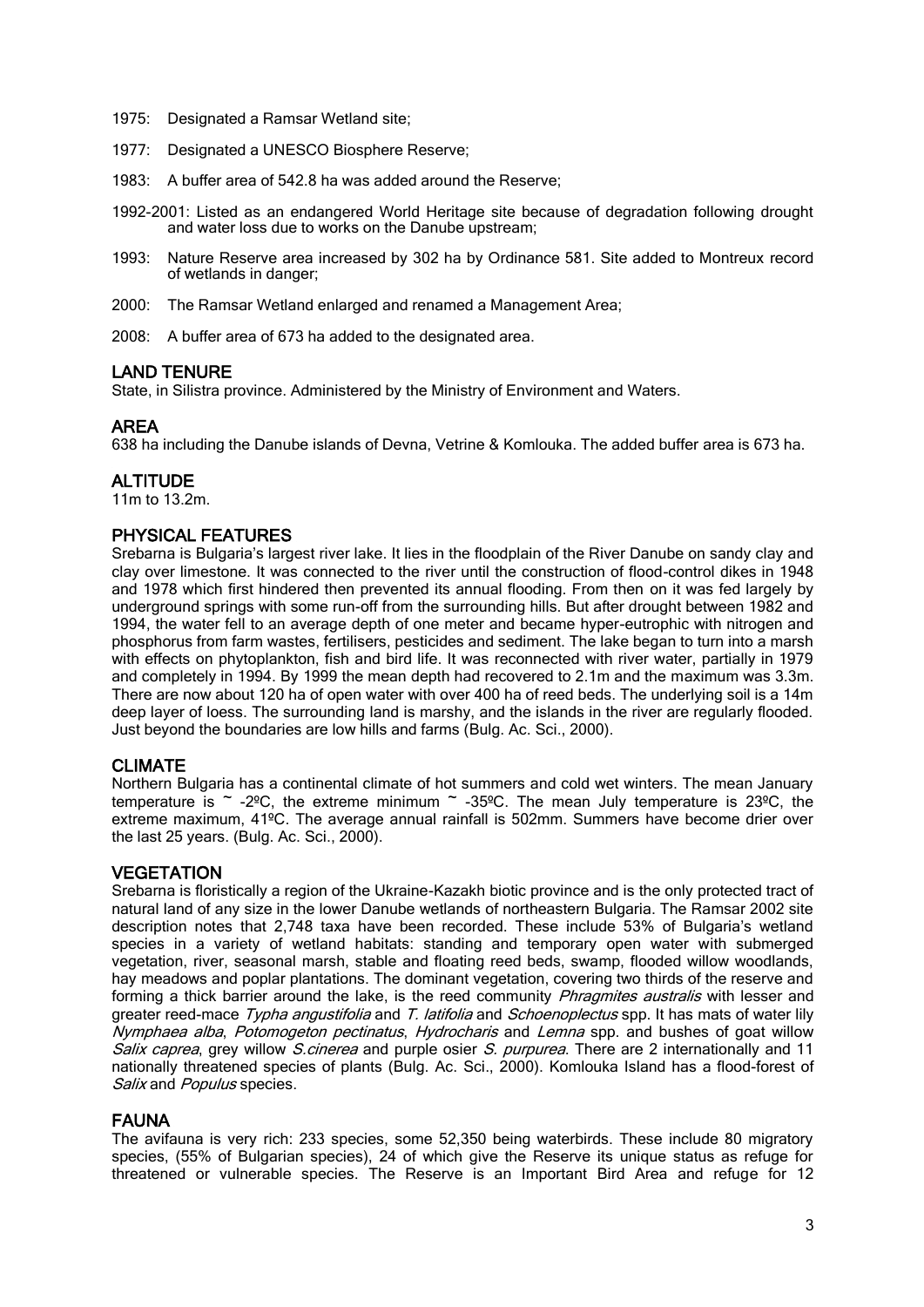1975: Designated a Ramsar Wetland site;

1977: Designated a UNESCO Biosphere Reserve;

1983: A buffer area of 542.8 ha was added around the Reserve;

1992-2001: Listed as an endangered World Heritage site because of degradation following drought and water loss due to works on the Danube upstream;

1993: Nature Reserve area increased by 302 ha by Ordinance 581. Site added to Montreux record of wetlands in danger;

2000: The Ramsar Wetland enlarged and renamed a Management Area;

2008: A buffer area of 673 ha added to the designated area.

## LAND TENURE

State, in Silistra province. Administered by the Ministry of Environment and Waters.

## AREA

638 ha including the Danube islands of Devna, Vetrine & Komlouka. The added buffer area is 673 ha.

## ALTITUDE

11m to 13.2m.

## PHYSICAL FEATURES

Srebarna is Bulgaria's largest river lake. It lies in the floodplain of the River Danube on sandy clay and clay over limestone. It was connected to the river until the construction of flood-control dikes in 1948 and 1978 which first hindered then prevented its annual flooding. From then on it was fed largely by underground springs with some run-off from the surrounding hills. But after drought between 1982 and 1994, the water fell to an average depth of one meter and became hyper-eutrophic with nitrogen and phosphorus from farm wastes, fertilisers, pesticides and sediment. The lake began to turn into a marsh with effects on phytoplankton, fish and bird life. It was reconnected with river water, partially in 1979 and completely in 1994. By 1999 the mean depth had recovered to 2.1m and the maximum was 3.3m. There are now about 120 ha of open water with over 400 ha of reed beds. The underlying soil is a 14m deep layer of loess. The surrounding land is marshy, and the islands in the river are regularly flooded. Just beyond the boundaries are low hills and farms (Bulg. Ac. Sci., 2000).

## CLIMATE

Northern Bulgaria has a continental climate of hot summers and cold wet winters. The mean January temperature is ~ -2ºC, the extreme minimum ~ -35ºC. The mean July temperature is 23ºC, the extreme maximum, 41ºC. The average annual rainfall is 502mm. Summers have become drier over the last 25 years. (Bulg. Ac. Sci., 2000).

## VEGETATION

Srebarna is floristically a region of the Ukraine-Kazakh biotic province and is the only protected tract of natural land of any size in the lower Danube wetlands of northeastern Bulgaria. The Ramsar 2002 site description notes that 2,748 taxa have been recorded. These include 53% of Bulgaria's wetland species in a variety of wetland habitats: standing and temporary open water with submerged vegetation, river, seasonal marsh, stable and floating reed beds, swamp, flooded willow woodlands, hay meadows and poplar plantations. The dominant vegetation, covering two thirds of the reserve and forming a thick barrier around the lake, is the reed community *Phragmites australis* with lesser and greater reed-mace *Typha angustifolia* and *T. latifolia* and *Schoenoplectus* spp. It has mats of water lily *Nymphaea alba*, *Potomogeton pectinatus*, *Hydrocharis* and *Lemna* spp. and bushes of goat willow *Salix caprea*, grey willow *S.cinerea* and purple osier *S. purpurea*. There are 2 internationally and 11 nationally threatened species of plants (Bulg. Ac. Sci., 2000). Komlouka Island has a flood-forest of *Salix* and *Populus* species.

## FAUNA

The avifauna is very rich: 233 species, some 52,350 being waterbirds. These include 80 migratory species, (55% of Bulgarian species), 24 of which give the Reserve its unique status as refuge for threatened or vulnerable species. The Reserve is an Important Bird Area and refuge for 12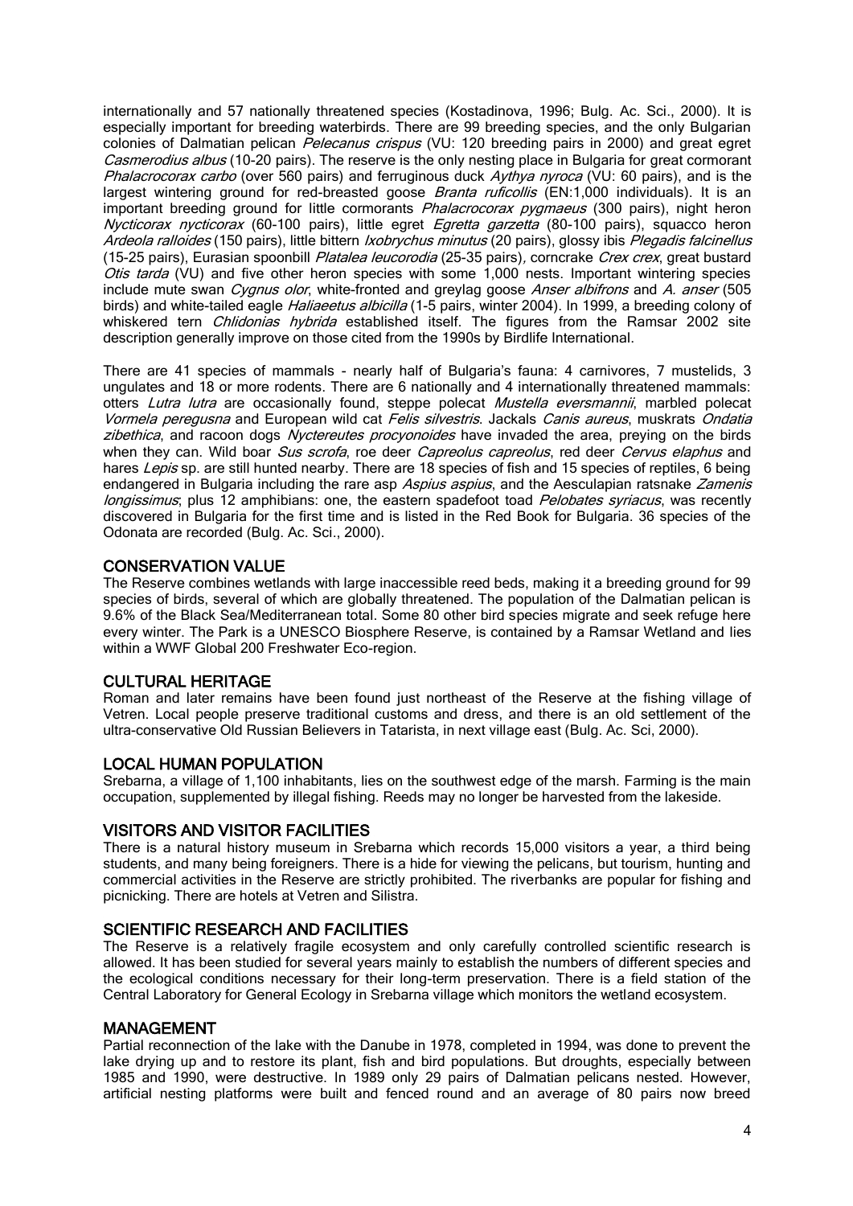internationally and 57 nationally threatened species (Kostadinova, 1996; Bulg. Ac. Sci., 2000). It is especially important for breeding waterbirds. There are 99 breeding species, and the only Bulgarian colonies of Dalmatian pelican *Pelecanus crispus* (VU: 120 breeding pairs in 2000) and great egret *Casmerodius albus* (10-20 pairs). The reserve is the only nesting place in Bulgaria for great cormorant *Phalacrocorax carbo* (over 560 pairs) and ferruginous duck *Aythya nyroca* (VU: 60 pairs), and is the largest wintering ground for red-breasted goose *Branta ruficollis* (EN:1,000 individuals). It is an important breeding ground for little cormorants *Phalacrocorax pygmaeus* (300 pairs), night heron *Nycticorax nycticorax* (60-100 pairs), little egret *Egretta garzetta* (80-100 pairs), squacco heron *Ardeola ralloides* (150 pairs), little bittern *Ixobrychus minutus* (20 pairs), glossy ibis *Plegadis falcinellus* (15-25 pairs), Eurasian spoonbill *Platalea leucorodia* (25-35 pairs), corncrake *Crex crex*, great bustard *Otis tarda* (VU) and five other heron species with some 1,000 nests. Important wintering species include mute swan *Cygnus olor*, white-fronted and greylag goose *Anser albifrons* and *A. anser* (505 birds) and white-tailed eagle *Haliaeetus albicilla* (1-5 pairs, winter 2004). In 1999, a breeding colony of whiskered tern *Chlidonias hybrida* established itself. The figures from the Ramsar 2002 site description generally improve on those cited from the 1990s by Birdlife International.

There are 41 species of mammals – nearly half of Bulgaria's fauna: 4 carnivores, 7 mustelids, 3 ungulates and 18 or more rodents. There are 6 nationally and 4 internationally threatened mammals: otters *Lutra lutra* are occasionally found, steppe polecat *Mustella eversmannii*, marbled polecat *Vormela peregusna* and European wild cat *Felis silvestris*. Jackals *Canis aureus*, muskrats *Ondatia zibethica*, and racoon dogs *Nyctereutes procyonoides* have invaded the area, preying on the birds when they can. Wild boar *Sus scrofa*, roe deer *Capreolus capreolus*, red deer *Cervus elaphus* and hares *Lepis* sp. are still hunted nearby. There are 18 species of fish and 15 species of reptiles, 6 being endangered in Bulgaria including the rare asp *Aspius aspius*, and the Aesculapian ratsnake *Zamenis longissimus*; plus 12 amphibians: one, the eastern spadefoot toad *Pelobates syriacus*, was recently discovered in Bulgaria for the first time and is listed in the Red Book for Bulgaria. 36 species of the Odonata are recorded (Bulg. Ac. Sci., 2000).

## CONSERVATION VALUE

The Reserve combines wetlands with large inaccessible reed beds, making it a breeding ground for 99 species of birds, several of which are globally threatened. The population of the Dalmatian pelican is 9.6% of the Black Sea/Mediterranean total. Some 80 other bird species migrate and seek refuge here every winter. The Park is a UNESCO Biosphere Reserve, is contained by a Ramsar Wetland and lies within a WWF Global 200 Freshwater Eco-region.

## CULTURAL HERITAGE

Roman and later remains have been found just northeast of the Reserve at the fishing village of Vetren. Local people preserve traditional customs and dress, and there is an old settlement of the ultra-conservative Old Russian Believers in Tatarista, in next village east (Bulg. Ac. Sci, 2000).

## LOCAL HUMAN POPULATION

Srebarna, a village of 1,100 inhabitants, lies on the southwest edge of the marsh. Farming is the main occupation, supplemented by illegal fishing. Reeds may no longer be harvested from the lakeside.

## VISITORS AND VISITOR FACILITIES

There is a natural history museum in Srebarna which records 15,000 visitors a year, a third being students, and many being foreigners. There is a hide for viewing the pelicans, but tourism, hunting and commercial activities in the Reserve are strictly prohibited. The riverbanks are popular for fishing and picnicking. There are hotels at Vetren and Silistra.

## SCIENTIFIC RESEARCH AND FACILITIES

The Reserve is a relatively fragile ecosystem and only carefully controlled scientific research is allowed. It has been studied for several years mainly to establish the numbers of different species and the ecological conditions necessary for their long-term preservation. There is a field station of the Central Laboratory for General Ecology in Srebarna village which monitors the wetland ecosystem.

## MANAGEMENT

Partial reconnection of the lake with the Danube in 1978, completed in 1994, was done to prevent the lake drying up and to restore its plant, fish and bird populations. But droughts, especially between 1985 and 1990, were destructive. In 1989 only 29 pairs of Dalmatian pelicans nested. However, artificial nesting platforms were built and fenced round and an average of 80 pairs now breed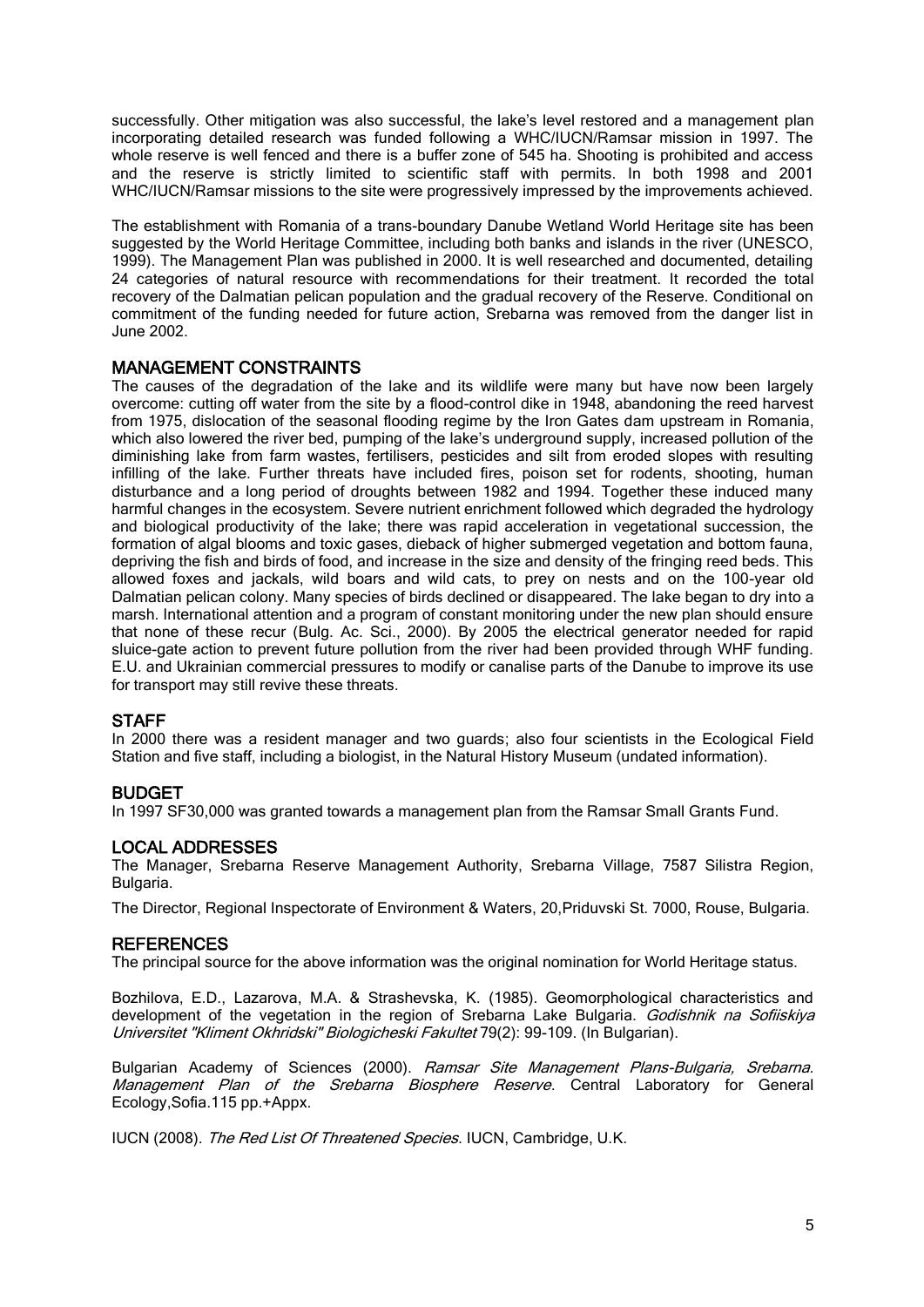successfully. Other mitigation was also successful, the lake's level restored and a management plan incorporating detailed research was funded following a WHC/IUCN/Ramsar mission in 1997. The whole reserve is well fenced and there is a buffer zone of 545 ha. Shooting is prohibited and access and the reserve is strictly limited to scientific staff with permits. In both 1998 and 2001 WHC/IUCN/Ramsar missions to the site were progressively impressed by the improvements achieved.

The establishment with Romania of a trans-boundary Danube Wetland World Heritage site has been suggested by the World Heritage Committee, including both banks and islands in the river (UNESCO, 1999). The Management Plan was published in 2000. It is well researched and documented, detailing 24 categories of natural resource with recommendations for their treatment. It recorded the total recovery of the Dalmatian pelican population and the gradual recovery of the Reserve. Conditional on commitment of the funding needed for future action, Srebarna was removed from the danger list in June 2002.

## MANAGEMENT CONSTRAINTS

The causes of the degradation of the lake and its wildlife were many but have now been largely overcome: cutting off water from the site by a flood-control dike in 1948, abandoning the reed harvest from 1975, dislocation of the seasonal flooding regime by the Iron Gates dam upstream in Romania, which also lowered the river bed, pumping of the lake's underground supply, increased pollution of the diminishing lake from farm wastes, fertilisers, pesticides and silt from eroded slopes with resulting infilling of the lake. Further threats have included fires, poison set for rodents, shooting, human disturbance and a long period of droughts between 1982 and 1994. Together these induced many harmful changes in the ecosystem. Severe nutrient enrichment followed which degraded the hydrology and biological productivity of the lake; there was rapid acceleration in vegetational succession, the formation of algal blooms and toxic gases, dieback of higher submerged vegetation and bottom fauna, depriving the fish and birds of food, and increase in the size and density of the fringing reed beds. This allowed foxes and jackals, wild boars and wild cats, to prey on nests and on the 100-year old Dalmatian pelican colony. Many species of birds declined or disappeared. The lake began to dry into a marsh. International attention and a program of constant monitoring under the new plan should ensure that none of these recur (Bulg. Ac. Sci., 2000). By 2005 the electrical generator needed for rapid sluice-gate action to prevent future pollution from the river had been provided through WHF funding. E.U. and Ukrainian commercial pressures to modify or canalise parts of the Danube to improve its use for transport may still revive these threats.

## STAFF

In 2000 there was a resident manager and two guards; also four scientists in the Ecological Field Station and five staff, including a biologist, in the Natural History Museum (undated information).

## BUDGET

In 1997 SF30,000 was granted towards a management plan from the Ramsar Small Grants Fund.

## LOCAL ADDRESSES

The Manager, Srebarna Reserve Management Authority, Srebarna Village, 7587 Silistra Region, Bulgaria.

The Director, Regional Inspectorate of Environment & Waters, 20,Priduvski St. 7000, Rouse, Bulgaria.

## REFERENCES

The principal source for the above information was the original nomination for World Heritage status.

Bozhilova, E.D., Lazarova, M.A. & Strashevska, K. (1985). Geomorphological characteristics and development of the vegetation in the region of Srebarna Lake Bulgaria. *Godishnik na Sofiiskiya Universitet "Kliment Okhridski" Biologicheski Fakultet* 79(2): 99-109. (In Bulgarian).

Bulgarian Academy of Sciences (2000). *Ramsar Site Management Plans-Bulgaria, Srebarna. Management Plan of the Srebarna Biosphere Reserve*. Central Laboratory for General Ecology,Sofia.115 pp.+Appx.

IUCN (2008). *The Red List Of Threatened Species*. IUCN, Cambridge, U.K.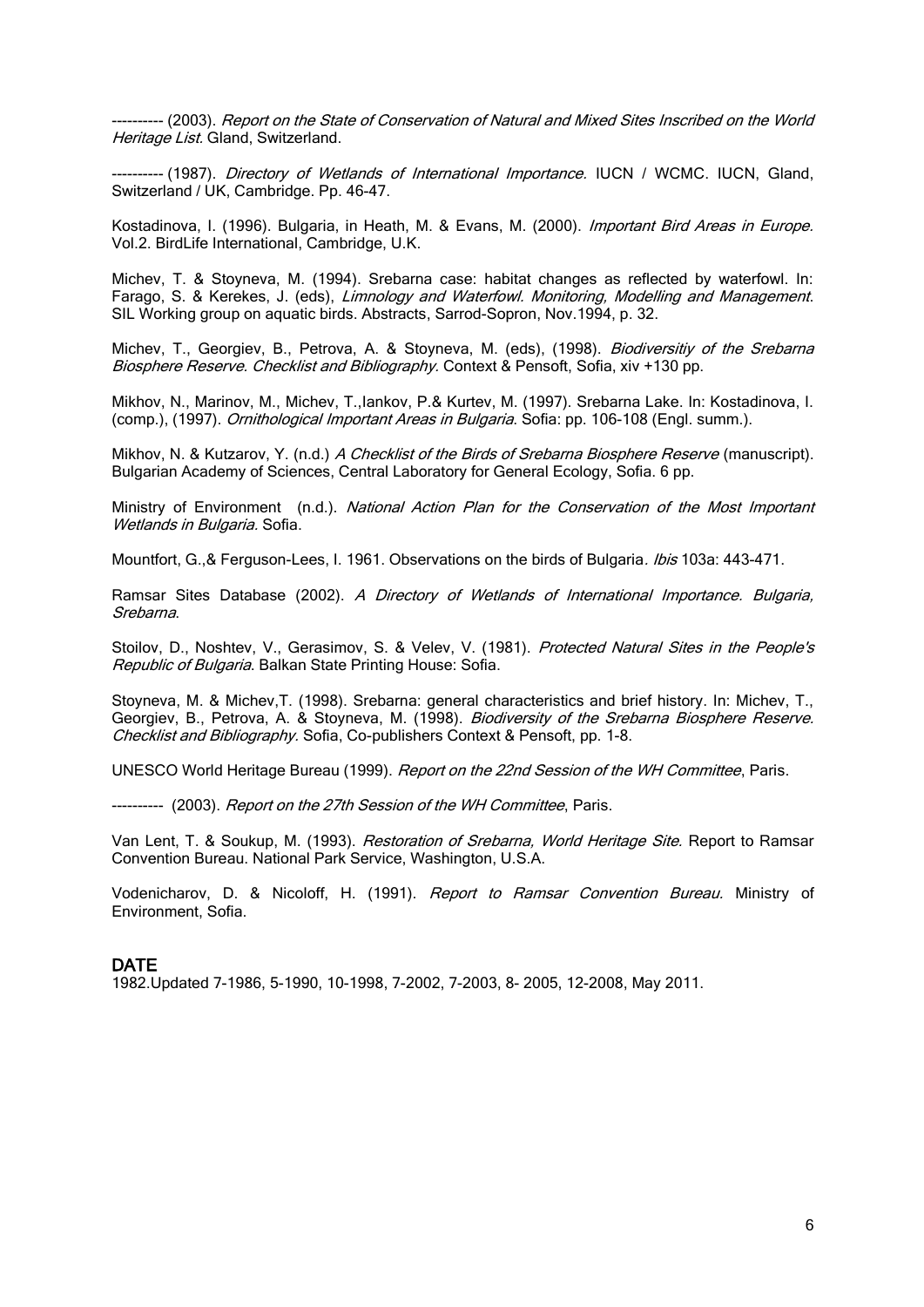---------- (2003). *Report on the State of Conservation of Natural and Mixed Sites Inscribed on the World Heritage List*. Gland, Switzerland.

---------- (1987). *Directory of Wetlands of International Importance.* IUCN / WCMC. IUCN, Gland, Switzerland / UK, Cambridge. Pp. 46-47.

Kostadinova, I. (1996). Bulgaria, in Heath, M. & Evans, M. (2000). *Important Bird Areas in Europe.* Vol.2. BirdLife International, Cambridge, U.K.

Michev, T. & Stoyneva, M. (1994). Srebarna case: habitat changes as reflected by waterfowl. In: Farago, S. & Kerekes, J. (eds), *Limnology and Waterfowl. Monitoring, Modelling and Management*. SIL Working group on aquatic birds. Abstracts, Sarrod-Sopron, Nov.1994, p. 32.

Michev, T., Georgiev, B., Petrova, A. & Stoyneva, M. (eds), (1998). *Biodiversitiy of the Srebarna Biosphere Reserve. Checklist and Bibliography*. Context & Pensoft, Sofia, xiv +130 pp.

Mikhov, N., Marinov, M., Michev, T.,Iankov, P.& Kurtev, M. (1997). Srebarna Lake. In: Kostadinova, I. (comp.), (1997). *Ornithological Important Areas in Bulgaria*. Sofia: pp. 106-108 (Engl. summ.).

Mikhov, N. & Kutzarov, Y. (n.d.) *A Checklist of the Birds of Srebarna Biosphere Reserve* (manuscript). Bulgarian Academy of Sciences, Central Laboratory for General Ecology, Sofia. 6 pp.

Ministry of Environment (n.d.). *National Action Plan for the Conservation of the Most Important Wetlands in Bulgaria.* Sofia.

Mountfort, G.,& Ferguson-Lees, I. 1961. Observations on the birds of Bulgaria. *Ibis* 103a: 443-471.

Ramsar Sites Database (2002). *A Directory of Wetlands of International Importance. Bulgaria, Srebarna*.

Stoilov, D., Noshtev, V., Gerasimov, S. & Velev, V. (1981). *Protected Natural Sites in the People's Republic of Bulgaria*. Balkan State Printing House: Sofia.

Stoyneva, M. & Michev,T. (1998). Srebarna: general characteristics and brief history. In: Michev, T., Georgiev, B., Petrova, A. & Stoyneva, M. (1998). *Biodiversity of the Srebarna Biosphere Reserve. Checklist and Bibliography.* Sofia, Co-publishers Context & Pensoft, pp. 1-8.

UNESCO World Heritage Bureau (1999). *Report on the 22nd Session of the WH Committee*, Paris.

---------- (2003). *Report on the 27th Session of the WH Committee*, Paris.

Van Lent, T. & Soukup, M. (1993). *Restoration of Srebarna, World Heritage Site*. Report to Ramsar Convention Bureau. National Park Service, Washington, U.S.A.

Vodenicharov, D. & Nicoloff, H. (1991). *Report to Ramsar Convention Bureau.* Ministry of Environment, Sofia.

## DATE

1982.Updated 7-1986, 5-1990, 10-1998, 7-2002, 7-2003, 8- 2005, 12-2008, May 2011.